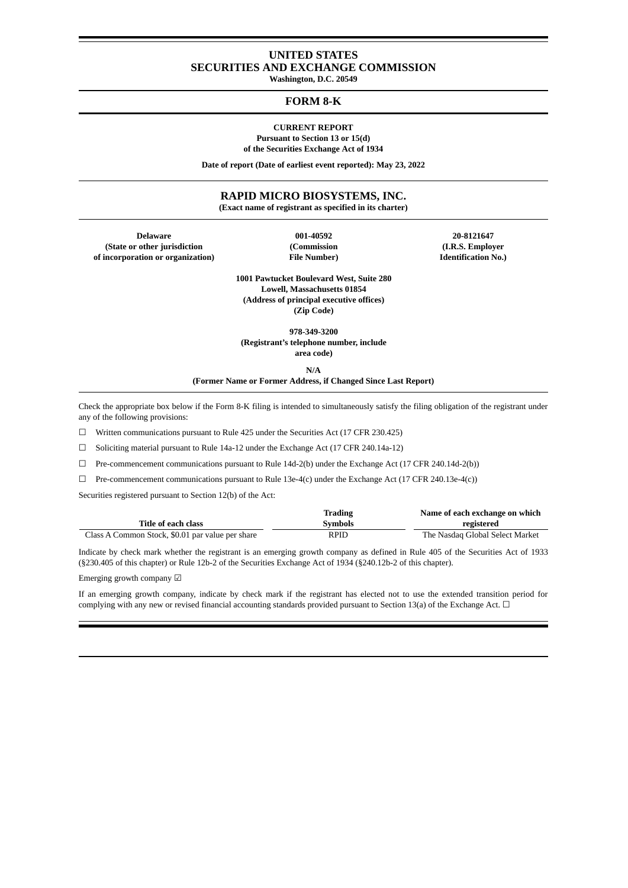# UNITED STATES
# SECURITIES AND EXCHANGE COMMISSION

**Washington, D.C. 20549**

## FORM 8-K

**CURRENT REPORT**
**Pursuant to Section 13 or 15(d)**
**of the Securities Exchange Act of 1934**

**Date of report (Date of earliest event reported): May 23, 2022**

## RAPID MICRO BIOSYSTEMS, INC.

**(Exact name of registrant as specified in its charter)**

| Delaware | 001-40592 | 20-8121647 |
|---|---|---|
| (State or other jurisdiction of incorporation or organization) | (Commission File Number) | (I.R.S. Employer Identification No.) |

**1001 Pawtucket Boulevard West, Suite 280**
**Lowell, Massachusetts 01854**
**(Address of principal executive offices)**
**(Zip Code)**

**978-349-3200**
**(Registrant's telephone number, include area code)**

**N/A**
**(Former Name or Former Address, if Changed Since Last Report)**

Check the appropriate box below if the Form 8-K filing is intended to simultaneously satisfy the filing obligation of the registrant under any of the following provisions:

☐ Written communications pursuant to Rule 425 under the Securities Act (17 CFR 230.425)

☐ Soliciting material pursuant to Rule 14a-12 under the Exchange Act (17 CFR 240.14a-12)

☐ Pre-commencement communications pursuant to Rule 14d-2(b) under the Exchange Act (17 CFR 240.14d-2(b))

☐ Pre-commencement communications pursuant to Rule 13e-4(c) under the Exchange Act (17 CFR 240.13e-4(c))

Securities registered pursuant to Section 12(b) of the Act:

| Title of each class | Trading Symbols | Name of each exchange on which registered |
|---|---|---|
| Class A Common Stock, $0.01 par value per share | RPID | The Nasdaq Global Select Market |

Indicate by check mark whether the registrant is an emerging growth company as defined in Rule 405 of the Securities Act of 1933 (§230.405 of this chapter) or Rule 12b-2 of the Securities Exchange Act of 1934 (§240.12b-2 of this chapter).

Emerging growth company ☑

If an emerging growth company, indicate by check mark if the registrant has elected not to use the extended transition period for complying with any new or revised financial accounting standards provided pursuant to Section 13(a) of the Exchange Act. ☐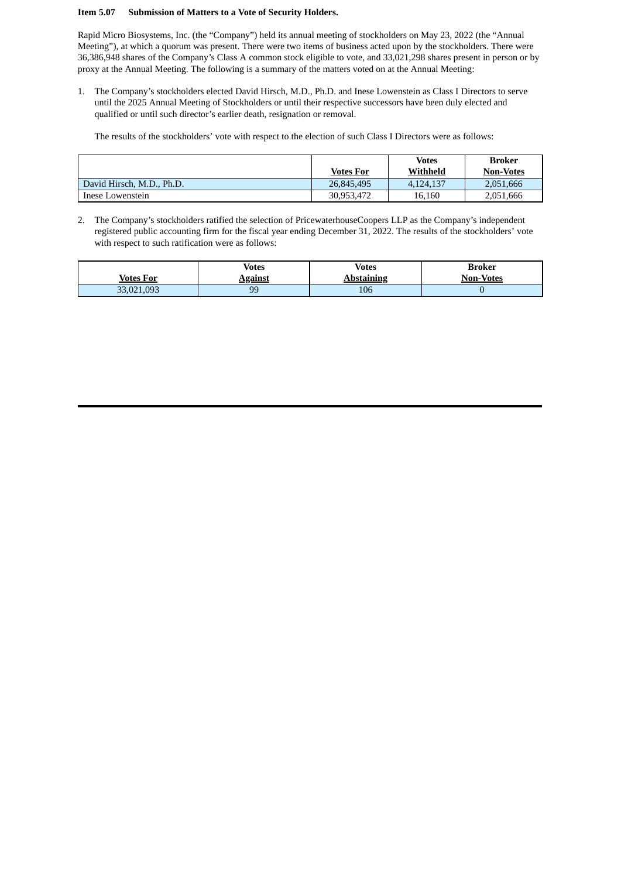**Item 5.07 Submission of Matters to a Vote of Security Holders.**

Rapid Micro Biosystems, Inc. (the "Company") held its annual meeting of stockholders on May 23, 2022 (the "Annual Meeting"), at which a quorum was present. There were two items of business acted upon by the stockholders. There were 36,386,948 shares of the Company's Class A common stock eligible to vote, and 33,021,298 shares present in person or by proxy at the Annual Meeting. The following is a summary of the matters voted on at the Annual Meeting:

1. The Company's stockholders elected David Hirsch, M.D., Ph.D. and Inese Lowenstein as Class I Directors to serve until the 2025 Annual Meeting of Stockholders or until their respective successors have been duly elected and qualified or until such director's earlier death, resignation or removal.

   The results of the stockholders' vote with respect to the election of such Class I Directors were as follows:

| | Votes For | Votes Withheld | Broker Non-Votes |
|---|---|---|---|
| David Hirsch, M.D., Ph.D. | 26,845,495 | 4,124,137 | 2,051,666 |
| Inese Lowenstein | 30,953,472 | 16,160 | 2,051,666 |

2. The Company's stockholders ratified the selection of PricewaterhouseCoopers LLP as the Company's independent registered public accounting firm for the fiscal year ending December 31, 2022. The results of the stockholders' vote with respect to such ratification were as follows:

| Votes For | Votes Against | Votes Abstaining | Broker Non-Votes |
|---|---|---|---|
| 33,021,093 | 99 | 106 | 0 |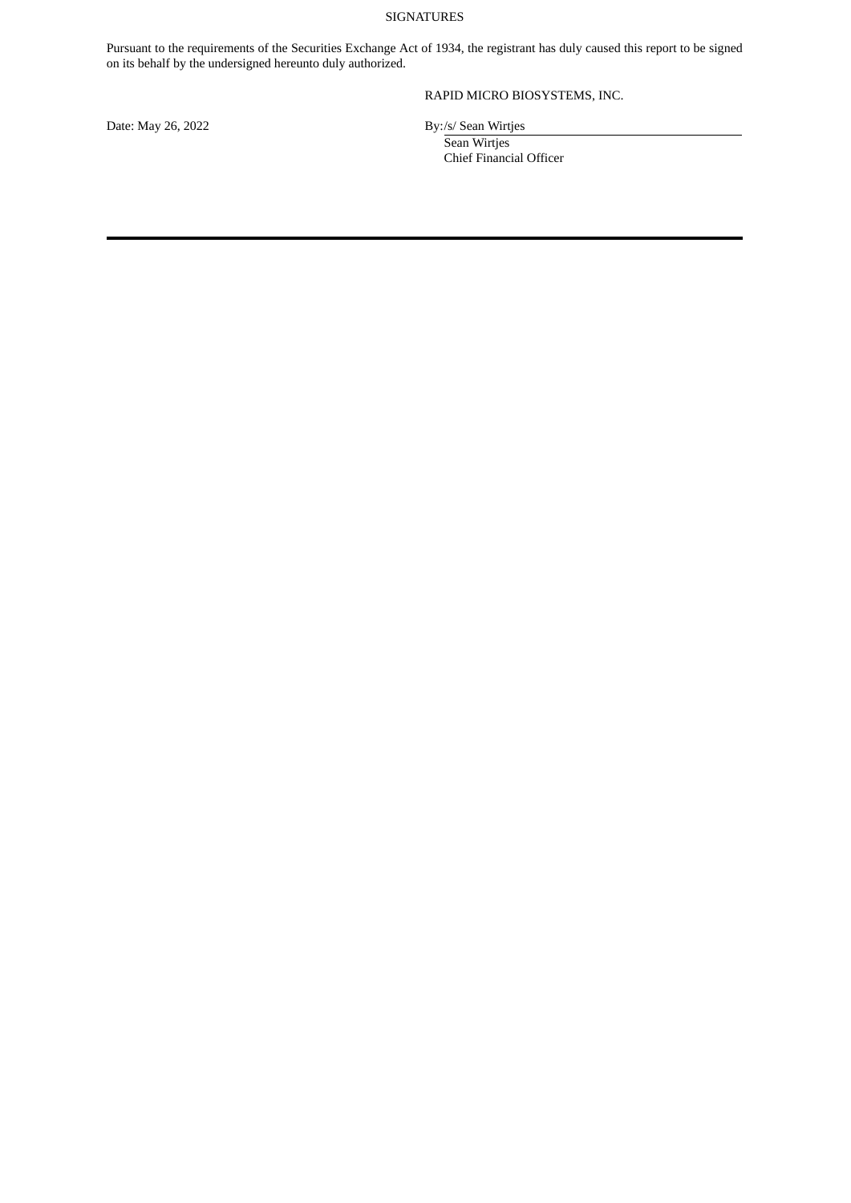SIGNATURES

Pursuant to the requirements of the Securities Exchange Act of 1934, the registrant has duly caused this report to be signed on its behalf by the undersigned hereunto duly authorized.

RAPID MICRO BIOSYSTEMS, INC.

Date: May 26, 2022

By: /s/ Sean Wirtjes

Sean Wirtjes
Chief Financial Officer